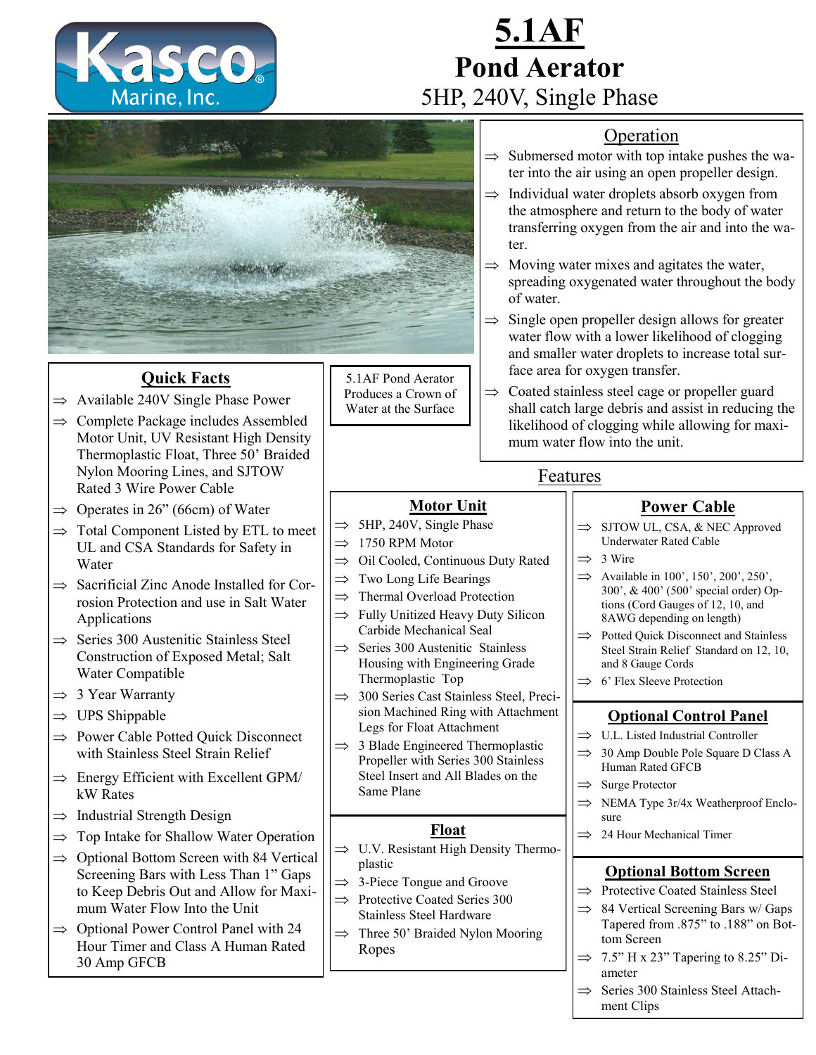# 5.1AF

## Pond Aerator

5HP, 240V, Single Phase

5.1AF Pond Aerator Produces a Crown of Water at the Surface

## Operation

- ⇒ Submersed motor with top intake pushes the water into the air using an open propeller design.
- ⇒ Individual water droplets absorb oxygen from the atmosphere and return to the body of water transferring oxygen from the air and into the water.
- ⇒ Moving water mixes and agitates the water, spreading oxygenated water throughout the body of water.
- ⇒ Single open propeller design allows for greater water flow with a lower likelihood of clogging and smaller water droplets to increase total surface area for oxygen transfer.
- ⇒ Coated stainless steel cage or propeller guard shall catch large debris and assist in reducing the likelihood of clogging while allowing for maximum water flow into the unit.

## Quick Facts

- ⇒ Available 240V Single Phase Power
- ⇒ Complete Package includes Assembled Motor Unit, UV Resistant High Density Thermoplastic Float, Three 50' Braided Nylon Mooring Lines, and SJTOW Rated 3 Wire Power Cable
- ⇒ Operates in 26" (66cm) of Water
- ⇒ Total Component Listed by ETL to meet UL and CSA Standards for Safety in Water
- ⇒ Sacrificial Zinc Anode Installed for Corrosion Protection and use in Salt Water Applications
- ⇒ Series 300 Austenitic Stainless Steel Construction of Exposed Metal; Salt Water Compatible
- ⇒ 3 Year Warranty
- ⇒ UPS Shippable
- ⇒ Power Cable Potted Quick Disconnect with Stainless Steel Strain Relief
- ⇒ Energy Efficient with Excellent GPM/kW Rates
- ⇒ Industrial Strength Design
- ⇒ Top Intake for Shallow Water Operation
- ⇒ Optional Bottom Screen with 84 Vertical Screening Bars with Less Than 1" Gaps to Keep Debris Out and Allow for Maximum Water Flow Into the Unit
- ⇒ Optional Power Control Panel with 24 Hour Timer and Class A Human Rated 30 Amp GFCB

## Features

### Motor Unit

- ⇒ 5HP, 240V, Single Phase
- ⇒ 1750 RPM Motor
- ⇒ Oil Cooled, Continuous Duty Rated
- ⇒ Two Long Life Bearings
- ⇒ Thermal Overload Protection
- ⇒ Fully Unitized Heavy Duty Silicon Carbide Mechanical Seal
- ⇒ Series 300 Austenitic Stainless Housing with Engineering Grade Thermoplastic Top
- ⇒ 300 Series Cast Stainless Steel, Precision Machined Ring with Attachment Legs for Float Attachment
- ⇒ 3 Blade Engineered Thermoplastic Propeller with Series 300 Stainless Steel Insert and All Blades on the Same Plane

### Float

- ⇒ U.V. Resistant High Density Thermoplastic
- ⇒ 3-Piece Tongue and Groove
- ⇒ Protective Coated Series 300 Stainless Steel Hardware
- ⇒ Three 50' Braided Nylon Mooring Ropes

### Power Cable

- ⇒ SJTOW UL, CSA, & NEC Approved Underwater Rated Cable
- ⇒ 3 Wire
- ⇒ Available in 100', 150', 200', 250', 300', & 400' (500' special order) Options (Cord Gauges of 12, 10, and 8AWG depending on length)
- ⇒ Potted Quick Disconnect and Stainless Steel Strain Relief Standard on 12, 10, and 8 Gauge Cords
- ⇒ 6' Flex Sleeve Protection

### Optional Control Panel

- ⇒ U.L. Listed Industrial Controller
- ⇒ 30 Amp Double Pole Square D Class A Human Rated GFCB
- ⇒ Surge Protector
- ⇒ NEMA Type 3r/4x Weatherproof Enclosure
- ⇒ 24 Hour Mechanical Timer

### Optional Bottom Screen

- ⇒ Protective Coated Stainless Steel
- ⇒ 84 Vertical Screening Bars w/ Gaps Tapered from .875" to .188" on Bottom Screen
- ⇒ 7.5" H x 23" Tapering to 8.25" Diameter
- ⇒ Series 300 Stainless Steel Attachment Clips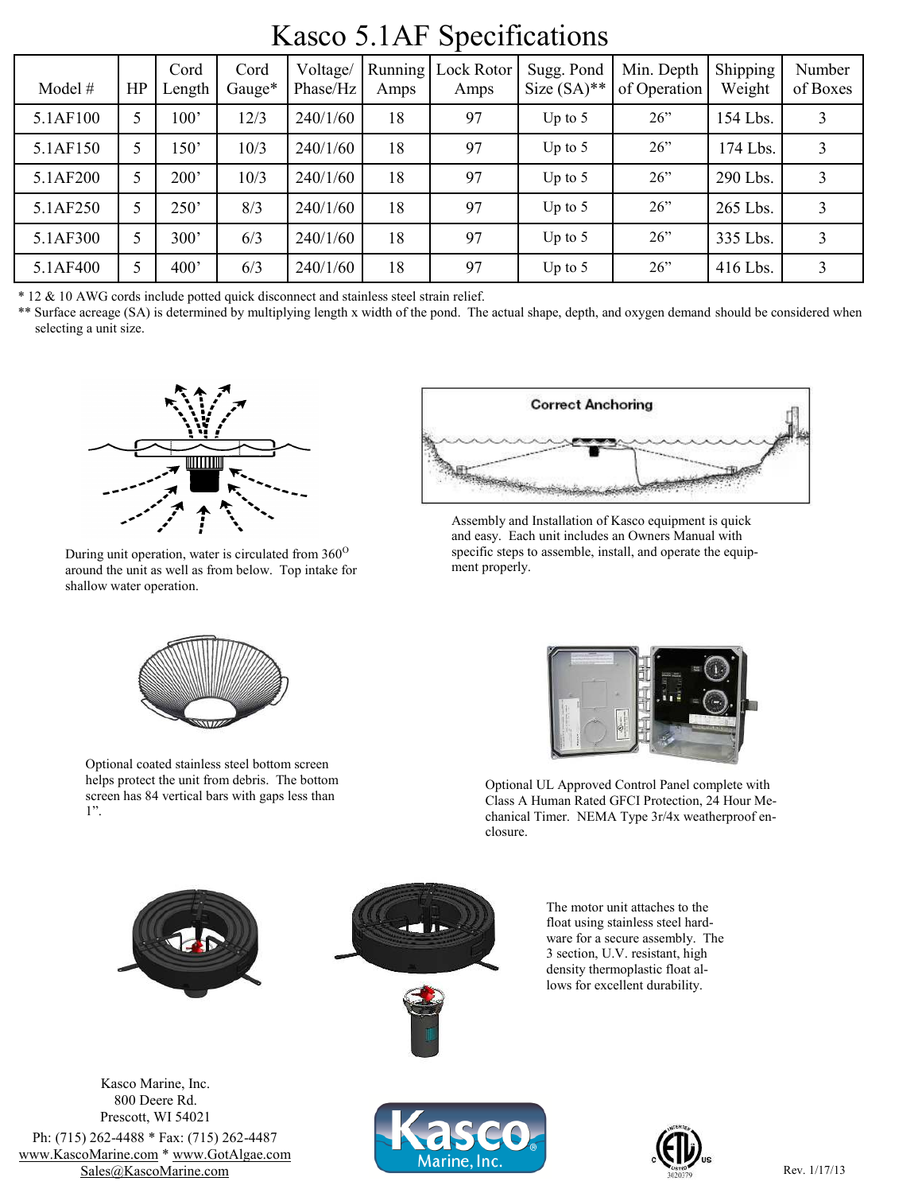# Kasco 5.1AF Specifications

| Model # | HP | Cord Length | Cord Gauge* | Voltage/ Phase/Hz | Running Amps | Lock Rotor Amps | Sugg. Pond Size (SA)** | Min. Depth of Operation | Shipping Weight | Number of Boxes |
|---|---|---|---|---|---|---|---|---|---|---|
| 5.1AF100 | 5 | 100’ | 12/3 | 240/1/60 | 18 | 97 | Up to 5 | 26” | 154 Lbs. | 3 |
| 5.1AF150 | 5 | 150’ | 10/3 | 240/1/60 | 18 | 97 | Up to 5 | 26” | 174 Lbs. | 3 |
| 5.1AF200 | 5 | 200’ | 10/3 | 240/1/60 | 18 | 97 | Up to 5 | 26” | 290 Lbs. | 3 |
| 5.1AF250 | 5 | 250’ | 8/3 | 240/1/60 | 18 | 97 | Up to 5 | 26” | 265 Lbs. | 3 |
| 5.1AF300 | 5 | 300’ | 6/3 | 240/1/60 | 18 | 97 | Up to 5 | 26” | 335 Lbs. | 3 |
| 5.1AF400 | 5 | 400’ | 6/3 | 240/1/60 | 18 | 97 | Up to 5 | 26” | 416 Lbs. | 3 |

* 12 & 10 AWG cords include potted quick disconnect and stainless steel strain relief.

** Surface acreage (SA) is determined by multiplying length x width of the pond. The actual shape, depth, and oxygen demand should be considered when selecting a unit size.

During unit operation, water is circulated from 360$^{O}$ around the unit as well as from below. Top intake for shallow water operation.

Correct Anchoring

Assembly and Installation of Kasco equipment is quick and easy. Each unit includes an Owners Manual with specific steps to assemble, install, and operate the equipment properly.

Optional coated stainless steel bottom screen helps protect the unit from debris. The bottom screen has 84 vertical bars with gaps less than 1”.

Optional UL Approved Control Panel complete with Class A Human Rated GFCI Protection, 24 Hour Mechanical Timer. NEMA Type 3r/4x weatherproof enclosure.

The motor unit attaches to the float using stainless steel hardware for a secure assembly. The 3 section, U.V. resistant, high density thermoplastic float allows for excellent durability.

Kasco Marine, Inc.
800 Deere Rd.
Prescott, WI 54021
Ph: (715) 262-4488 * Fax: (715) 262-4487
www.KascoMarine.com * www.GotAlgae.com
Sales@KascoMarine.com

Kasco Marine, Inc.

Rev. 1/17/13